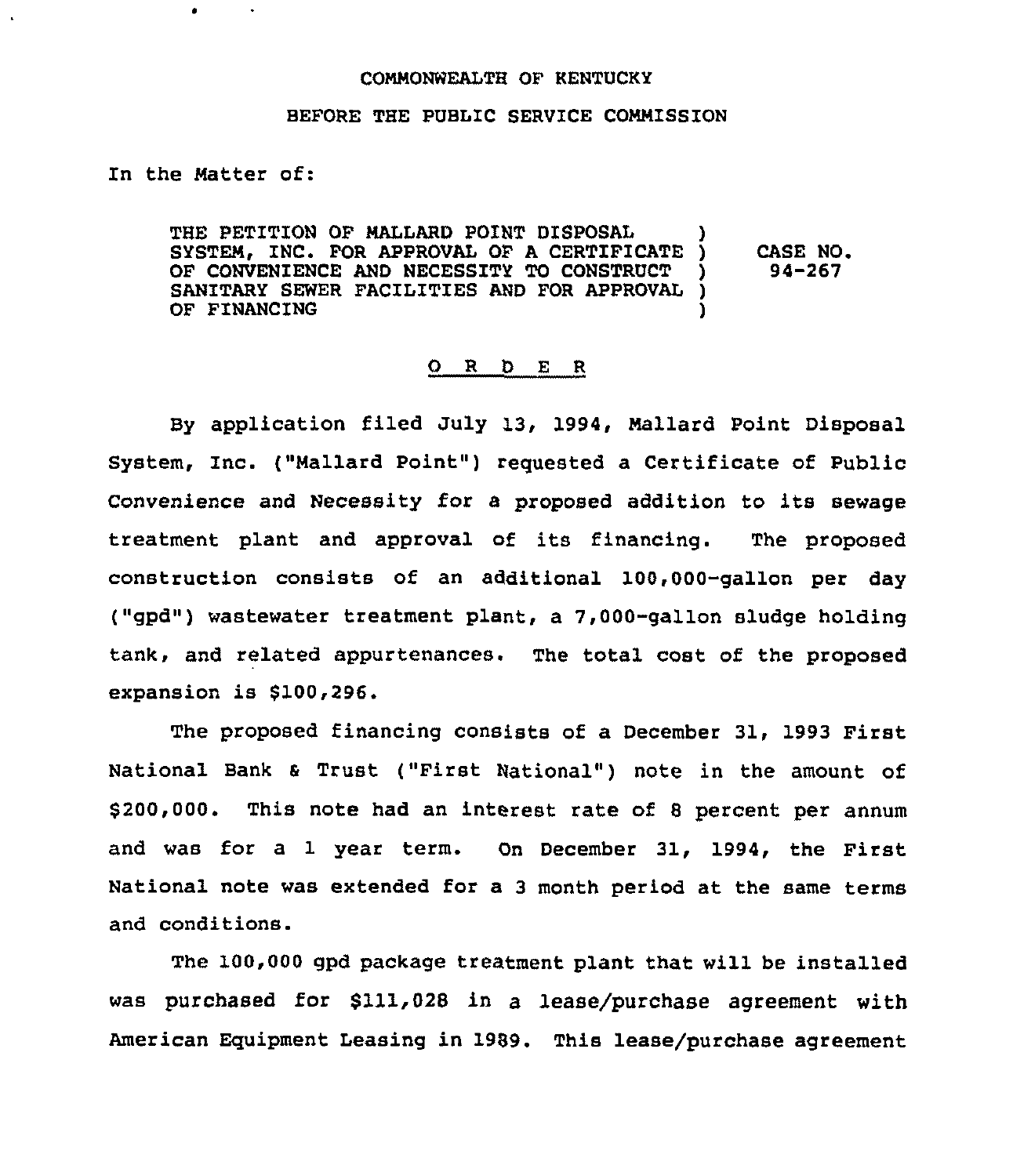COMMONWEALTH OF KENTUCKY

BEFORE THE PUBLIC SERVICE COMMISSION

In the Matter of:

| | | |
|---|---|---|
| THE PETITION OF MALLARD POINT DISPOSAL SYSTEM, INC. FOR APPROVAL OF A CERTIFICATE OF CONVENIENCE AND NECESSITY TO CONSTRUCT SANITARY SEWER FACILITIES AND FOR APPROVAL OF FINANCING | ) | CASE NO. 94-267 |

## O R D E R

By application filed July 13, 1994, Mallard Point Disposal System, Inc. ("Mallard Point") requested a Certificate of Public Convenience and Necessity for a proposed addition to its sewage treatment plant and approval of its financing. The proposed construction consists of an additional 100,000-gallon per day ("gpd") wastewater treatment plant, a 7,000-gallon sludge holding tank, and related appurtenances. The total cost of the proposed expansion is $100,296.

The proposed financing consists of a December 31, 1993 First National Bank & Trust ("First National") note in the amount of $200,000. This note had an interest rate of 8 percent per annum and was for a 1 year term. On December 31, 1994, the First National note was extended for a 3 month period at the same terms and conditions.

The 100,000 gpd package treatment plant that will be installed was purchased for $111,028 in a lease/purchase agreement with American Equipment Leasing in 1989. This lease/purchase agreement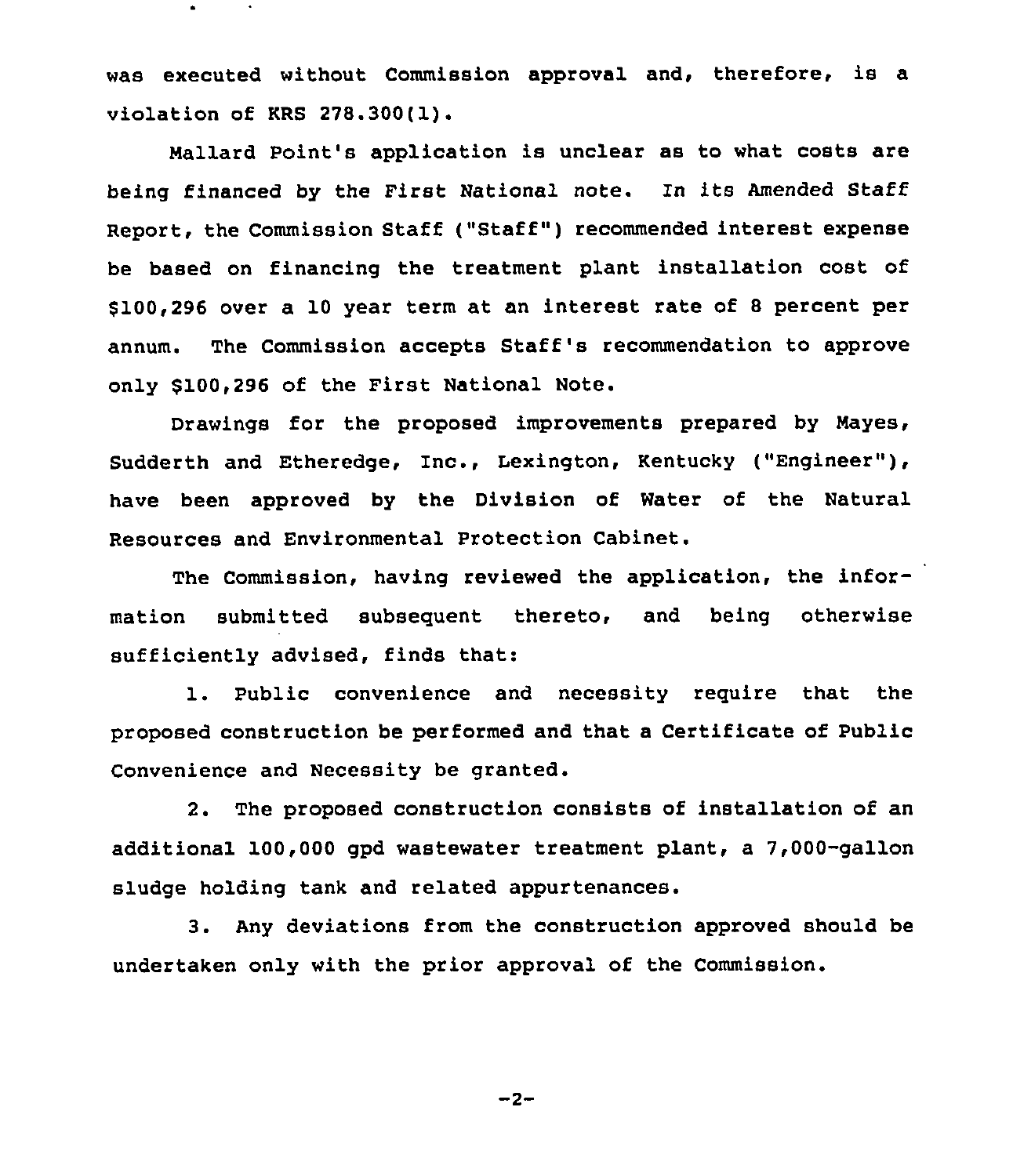was executed without Commission approval and, therefore, is a violation of KRS 278.300(1).

Mallard Point's application is unclear as to what costs are being financed by the First National note. In its Amended Staff Report, the Commission Staff ("Staff") recommended interest expense be based on financing the treatment plant installation cost of $100,296 over a 10 year term at an interest rate of 8 percent per annum. The Commission accepts Staff's recommendation to approve only $100,296 of the First National Note.

Drawings for the proposed improvements prepared by Mayes, Sudderth and Etheredge, Inc., Lexington, Kentucky ("Engineer"), have been approved by the Division of Water of the Natural Resources and Environmental Protection Cabinet.

The Commission, having reviewed the application, the information submitted subsequent thereto, and being otherwise sufficiently advised, finds that:

1. Public convenience and necessity require that the proposed construction be performed and that a Certificate of Public Convenience and Necessity be granted.

2. The proposed construction consists of installation of an additional 100,000 gpd wastewater treatment plant, a 7,000-gallon sludge holding tank and related appurtenances.

3. Any deviations from the construction approved should be undertaken only with the prior approval of the Commission.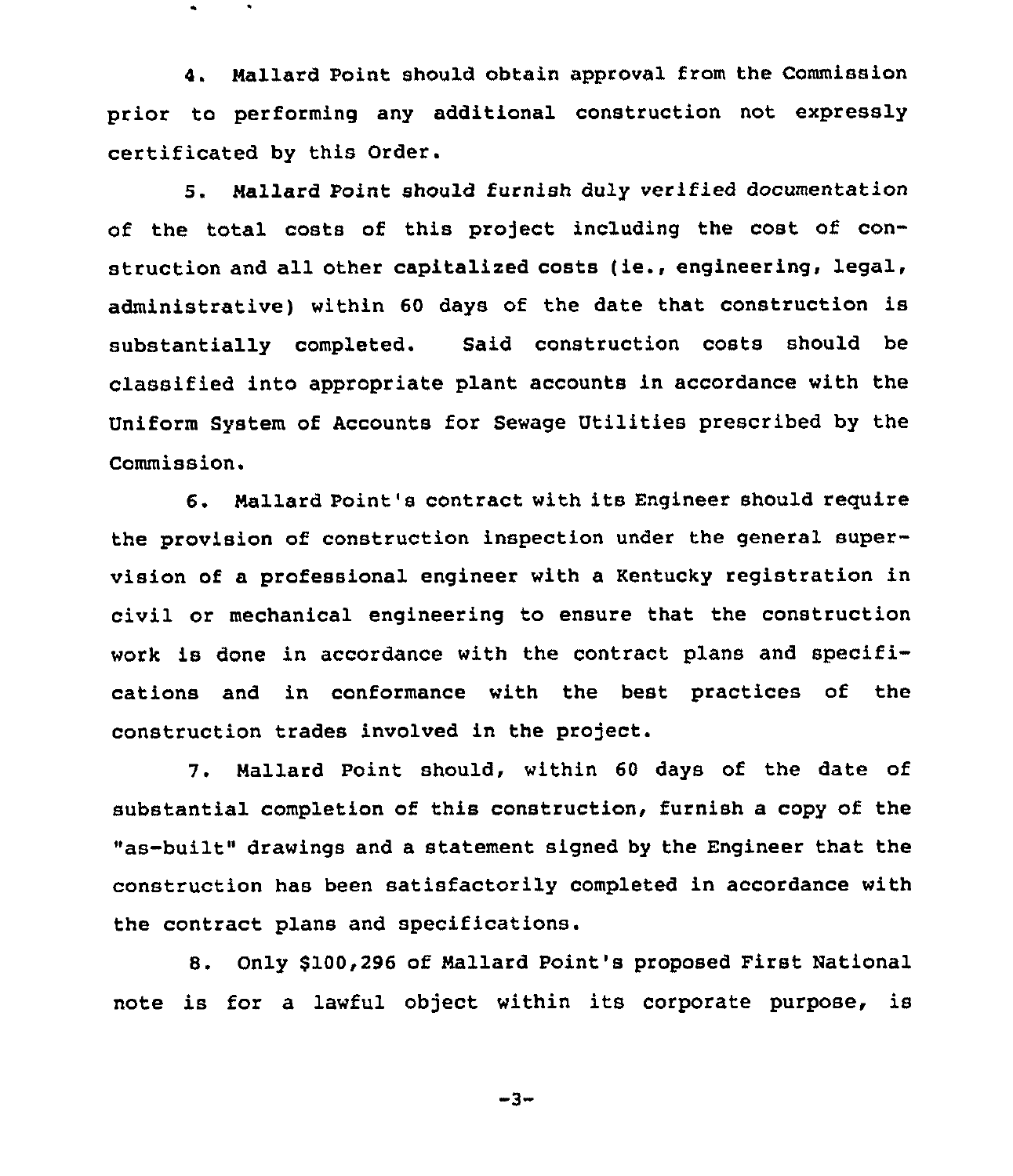4. Mallard Point should obtain approval from the Commission prior to performing any additional construction not expressly certificated by this Order.

5. Mallard Point should furnish duly verified documentation of the total costs of this project including the cost of construction and all other capitalized costs (ie., engineering, legal, administrative) within 60 days of the date that construction is substantially completed. Said construction costs should be classified into appropriate plant accounts in accordance with the Uniform System of Accounts for Sewage Utilities prescribed by the Commission.

6. Mallard Point's contract with its Engineer should require the provision of construction inspection under the general supervision of a professional engineer with a Kentucky registration in civil or mechanical engineering to ensure that the construction work is done in accordance with the contract plans and specifications and in conformance with the best practices of the construction trades involved in the project.

7. Mallard Point should, within 60 days of the date of substantial completion of this construction, furnish a copy of the "as-built" drawings and a statement signed by the Engineer that the construction has been satisfactorily completed in accordance with the contract plans and specifications.

8. Only $100,296 of Mallard Point's proposed First National note is for a lawful object within its corporate purpose, is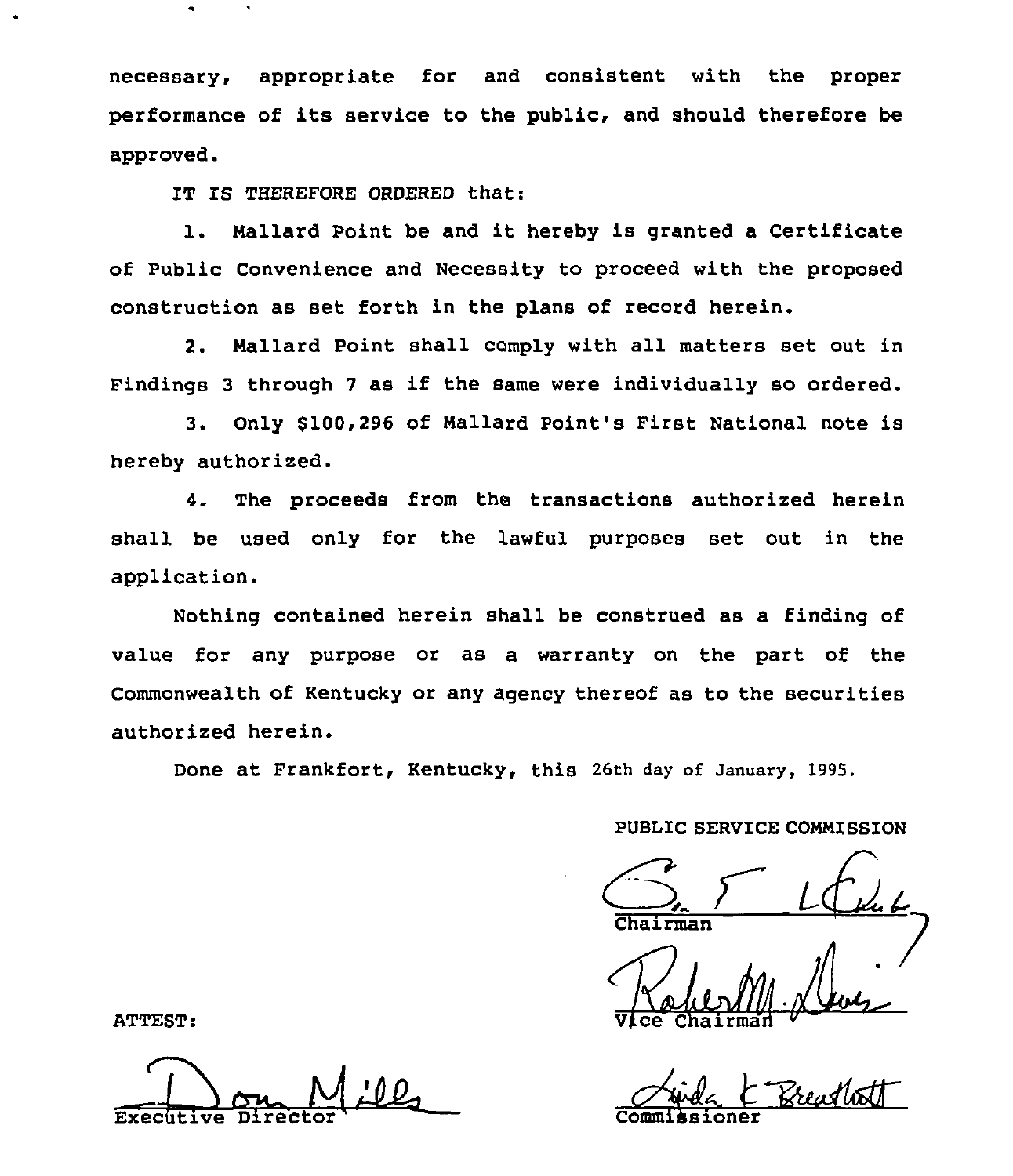necessary, appropriate for and consistent with the proper performance of its service to the public, and should therefore be approved.

IT IS THEREFORE ORDERED that:

1. Mallard Point be and it hereby is granted a Certificate of Public Convenience and Necessity to proceed with the proposed construction as set forth in the plans of record herein.

2. Mallard Point shall comply with all matters set out in Findings 3 through 7 as if the same were individually so ordered.

3. Only $100,296 of Mallard Point's First National note is hereby authorized.

4. The proceeds from the transactions authorized herein shall be used only for the lawful purposes set out in the application.

Nothing contained herein shall be construed as a finding of value for any purpose or as a warranty on the part of the Commonwealth of Kentucky or any agency thereof as to the securities authorized herein.

Done at Frankfort, Kentucky, this 26th day of January, 1995.

PUBLIC SERVICE COMMISSION

Chairman

Vice Chairman

Commissioner

ATTEST:

Executive Director